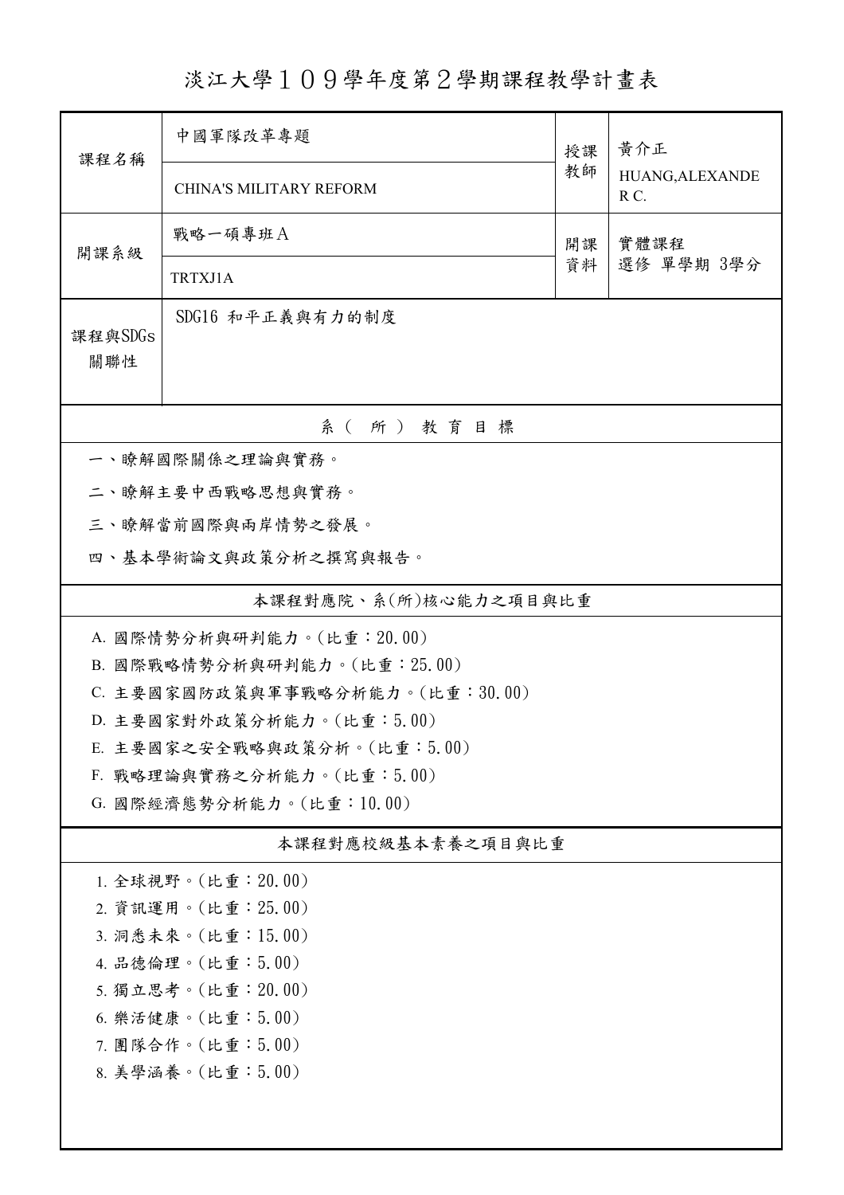# 淡江大學１０９學年度第２學期課程教學計畫表

| 課程名稱 | 中國軍隊改革專題 | 授課教師 | 黃介正 |
|---|---|---|---|
| | CHINA'S MILITARY REFORM | | HUANG,ALEXANDER C. |
| 開課系級 | 戰略一碩專班Ａ | 開課資料 | 實體課程<br>選修 單學期 3學分 |
| | TRTXJ1A | | |
| 課程與SDGs關聯性 | SDG16 和平正義與有力的制度 | | |

## 系（所）教育目標

一、瞭解國際關係之理論與實務。

二、瞭解主要中西戰略思想與實務。

三、瞭解當前國際與兩岸情勢之發展。

四、基本學術論文與政策分析之撰寫與報告。

## 本課程對應院、系(所)核心能力之項目與比重

A. 國際情勢分析與研判能力。(比重：20.00)

B. 國際戰略情勢分析與研判能力。(比重：25.00)

C. 主要國家國防政策與軍事戰略分析能力。(比重：30.00)

D. 主要國家對外政策分析能力。(比重：5.00)

E. 主要國家之安全戰略與政策分析。(比重：5.00)

F. 戰略理論與實務之分析能力。(比重：5.00)

G. 國際經濟態勢分析能力。(比重：10.00)

## 本課程對應校級基本素養之項目與比重

1. 全球視野。(比重：20.00)
2. 資訊運用。(比重：25.00)
3. 洞悉未來。(比重：15.00)
4. 品德倫理。(比重：5.00)
5. 獨立思考。(比重：20.00)
6. 樂活健康。(比重：5.00)
7. 團隊合作。(比重：5.00)
8. 美學涵養。(比重：5.00)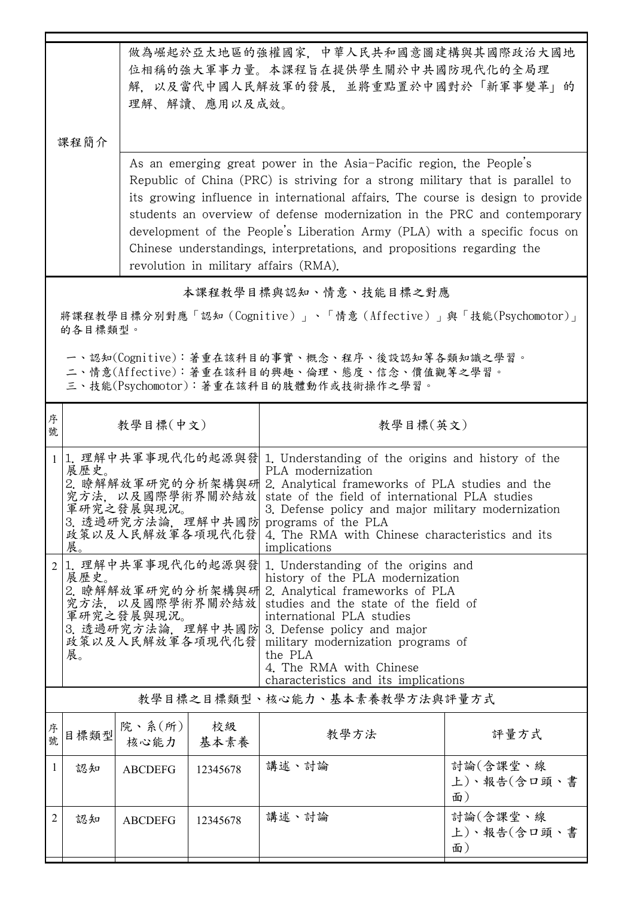| 課程簡介 | 做為崛起於亞太地區的強權國家，中華人民共和國意圖建構與其國際政治大國地位相稱的強大軍事力量。本課程旨在提供學生關於中共國防現代化的全局理解，以及當代中國人民解放軍的發展，並將重點置於中國對於「新軍事變革」的理解、解讀、應用以及成效。 |
|---|---|
| | As an emerging great power in the Asia-Pacific region, the People's Republic of China (PRC) is striving for a strong military that is parallel to its growing influence in international affairs. The course is design to provide students an overview of defense modernization in the PRC and contemporary development of the People's Liberation Army (PLA) with a specific focus on Chinese understandings, interpretations, and propositions regarding the revolution in military affairs (RMA). |

## 本課程教學目標與認知、情意、技能目標之對應

將課程教學目標分別對應「認知（Cognitive）」、「情意（Affective）」與「技能(Psychomotor)」的各目標類型。

一、認知(Cognitive)：著重在該科目的事實、概念、程序、後設認知等各類知識之學習。
二、情意(Affective)：著重在該科目的興趣、倫理、態度、信念、價值觀等之學習。
三、技能(Psychomotor)：著重在該科目的肢體動作或技術操作之學習。

| 序號 | 教學目標(中文) | 教學目標(英文) |
|---|---|---|
| 1 | 1. 理解中共軍事現代化的起源與發展歷史。<br>2. 瞭解解放軍研究的分析架構與研究方法，以及國際學術界關於結放軍研究之發展與現況。<br>3. 透過研究方法論，理解中共國防政策以及人民解放軍各項現代化發展。 | 1. Understanding of the origins and history of the PLA modernization<br>2. Analytical frameworks of PLA studies and the state of the field of international PLA studies<br>3. Defense policy and major military modernization programs of the PLA<br>4. The RMA with Chinese characteristics and its implications |
| 2 | 1. 理解中共軍事現代化的起源與發展歷史。<br>2. 瞭解解放軍研究的分析架構與研究方法，以及國際學術界關於結放軍研究之發展與現況。<br>3. 透過研究方法論，理解中共國防政策以及人民解放軍各項現代化發展。 | 1. Understanding of the origins and history of the PLA modernization<br>2. Analytical frameworks of PLA studies and the state of the field of international PLA studies<br>3. Defense policy and major military modernization programs of the PLA<br>4. The RMA with Chinese characteristics and its implications |

## 教學目標之目標類型、核心能力、基本素養教學方法與評量方式

| 序號 | 目標類型 | 院、系(所)核心能力 | 校級基本素養 | 教學方法 | 評量方式 |
|---|---|---|---|---|---|
| 1 | 認知 | ABCDEFG | 12345678 | 講述、討論 | 討論(含課堂、線上)、報告(含口頭、書面) |
| 2 | 認知 | ABCDEFG | 12345678 | 講述、討論 | 討論(含課堂、線上)、報告(含口頭、書面) |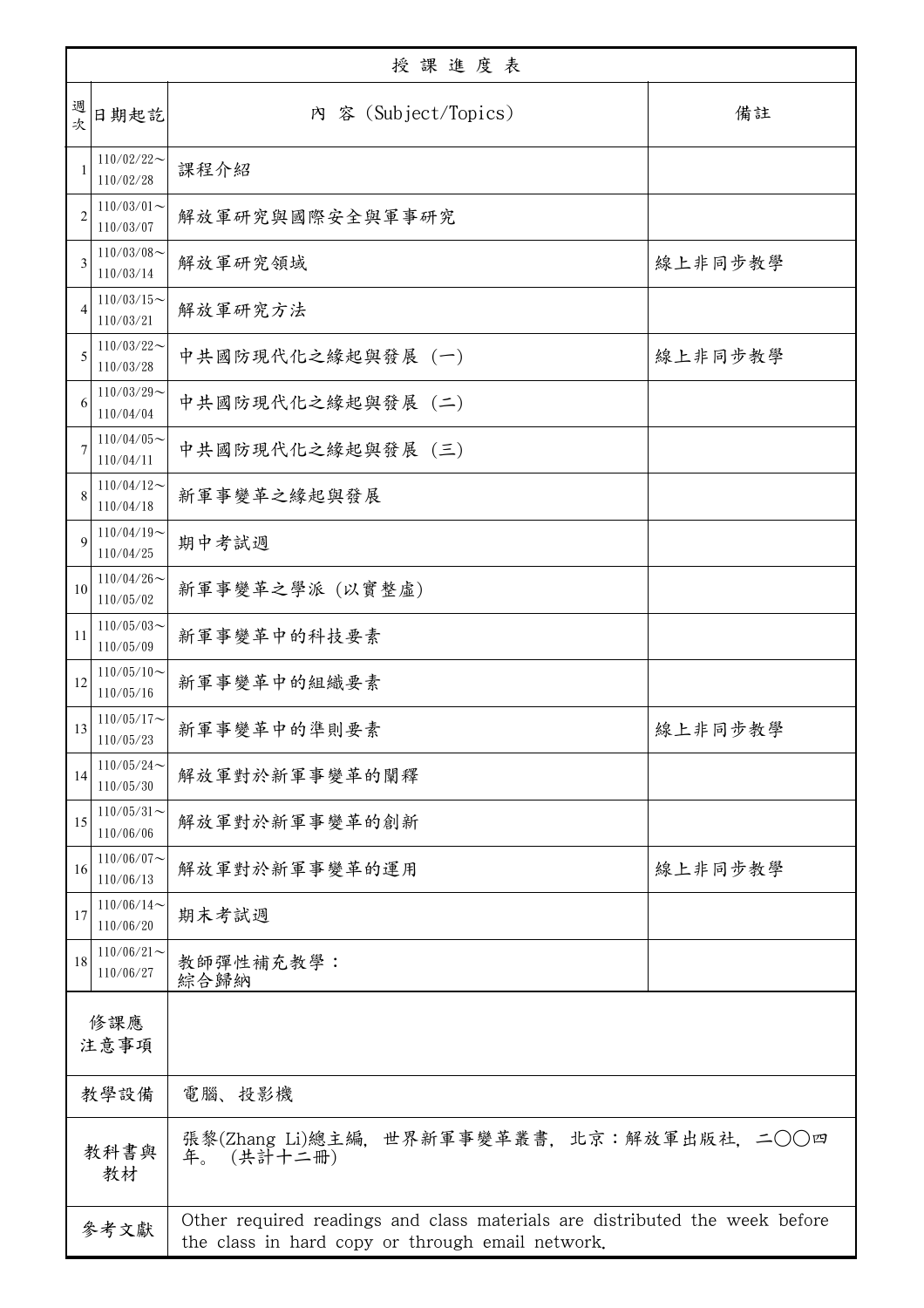| 授課進度表 | | | |
|---|---|---|---|
| 週次 | 日期起訖 | 內 容 (Subject/Topics) | 備註 |
| 1 | 110/02/22～110/02/28 | 課程介紹 | |
| 2 | 110/03/01～110/03/07 | 解放軍研究與國際安全與軍事研究 | |
| 3 | 110/03/08～110/03/14 | 解放軍研究領域 | 線上非同步教學 |
| 4 | 110/03/15～110/03/21 | 解放軍研究方法 | |
| 5 | 110/03/22～110/03/28 | 中共國防現代化之緣起與發展 (一) | 線上非同步教學 |
| 6 | 110/03/29～110/04/04 | 中共國防現代化之緣起與發展 (二) | |
| 7 | 110/04/05～110/04/11 | 中共國防現代化之緣起與發展 (三) | |
| 8 | 110/04/12～110/04/18 | 新軍事變革之緣起與發展 | |
| 9 | 110/04/19～110/04/25 | 期中考試週 | |
| 10 | 110/04/26～110/05/02 | 新軍事變革之學派 (以實整虛) | |
| 11 | 110/05/03～110/05/09 | 新軍事變革中的科技要素 | |
| 12 | 110/05/10～110/05/16 | 新軍事變革中的組織要素 | |
| 13 | 110/05/17～110/05/23 | 新軍事變革中的準則要素 | 線上非同步教學 |
| 14 | 110/05/24～110/05/30 | 解放軍對於新軍事變革的闡釋 | |
| 15 | 110/05/31～110/06/06 | 解放軍對於新軍事變革的創新 | |
| 16 | 110/06/07～110/06/13 | 解放軍對於新軍事變革的運用 | 線上非同步教學 |
| 17 | 110/06/14～110/06/20 | 期末考試週 | |
| 18 | 110/06/21～110/06/27 | 教師彈性補充教學：<br>綜合歸納 | |
| 修課應注意事項 | | | |
| 教學設備 | 電腦、投影機 | | |
| 教科書與教材 | 張黎(Zhang Li)總主編，世界新軍事變革叢書，北京：解放軍出版社，二〇〇四年。(共計十二冊) | | |
| 參考文獻 | Other required readings and class materials are distributed the week before the class in hard copy or through email network. | | |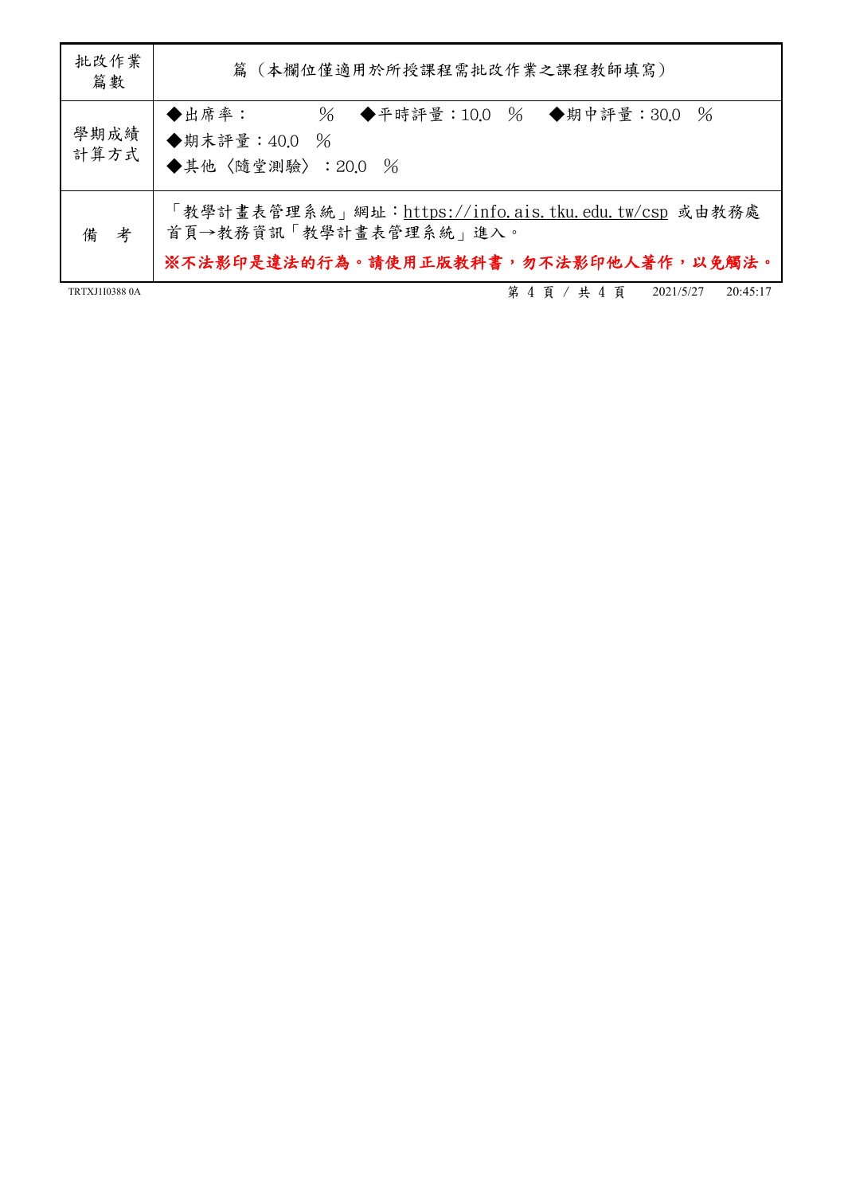| | |
|---|---|
| 批改作業篇數 | 篇（本欄位僅適用於所授課程需批改作業之課程教師填寫） |
| 學期成績計算方式 | ◆出席率：　　　％　◆平時評量：10.0　％　◆期中評量：30.0　％<br>◆期末評量：40.0　％<br>◆其他〈隨堂測驗〉：20.0　％ |
| 備　考 | 「教學計畫表管理系統」網址：https://info.ais.tku.edu.tw/csp 或由教務處首頁→教務資訊「教學計畫表管理系統」進入。<br>**※不法影印是違法的行為。請使用正版教科書，勿不法影印他人著作，以免觸法。** |

TRTXJ1I0388 0A　　　2021/5/27　20:45:17